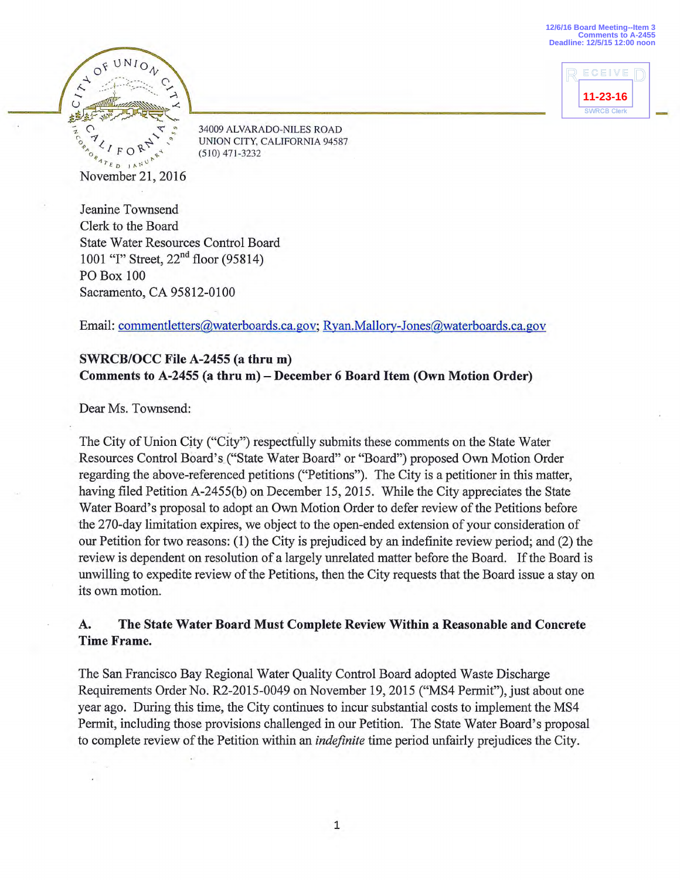12/6/16 Board Meeting--Item 3
Comments to A-2455
Deadline: 12/5/15 12:00 noon

RECEIVED
11-23-16
SWRCB Clerk

CITY OF UNION CITY
CALIFORNIA
INCORPORATED JANUARY 1959

34009 ALVARADO-NILES ROAD
UNION CITY, CALIFORNIA 94587
(510) 471-3232

November 21, 2016

Jeanine Townsend
Clerk to the Board
State Water Resources Control Board
1001 "I" Street, 22nd floor (95814)
PO Box 100
Sacramento, CA 95812-0100

Email: commentletters@waterboards.ca.gov; Ryan.Mallory-Jones@waterboards.ca.gov

**SWRCB/OCC File A-2455 (a thru m)**
**Comments to A-2455 (a thru m) – December 6 Board Item (Own Motion Order)**

Dear Ms. Townsend:

The City of Union City ("City") respectfully submits these comments on the State Water Resources Control Board's ("State Water Board" or "Board") proposed Own Motion Order regarding the above-referenced petitions ("Petitions"). The City is a petitioner in this matter, having filed Petition A-2455(b) on December 15, 2015. While the City appreciates the State Water Board's proposal to adopt an Own Motion Order to defer review of the Petitions before the 270-day limitation expires, we object to the open-ended extension of your consideration of our Petition for two reasons: (1) the City is prejudiced by an indefinite review period; and (2) the review is dependent on resolution of a largely unrelated matter before the Board. If the Board is unwilling to expedite review of the Petitions, then the City requests that the Board issue a stay on its own motion.

## A. The State Water Board Must Complete Review Within a Reasonable and Concrete Time Frame.

The San Francisco Bay Regional Water Quality Control Board adopted Waste Discharge Requirements Order No. R2-2015-0049 on November 19, 2015 ("MS4 Permit"), just about one year ago. During this time, the City continues to incur substantial costs to implement the MS4 Permit, including those provisions challenged in our Petition. The State Water Board's proposal to complete review of the Petition within an *indefinite* time period unfairly prejudices the City.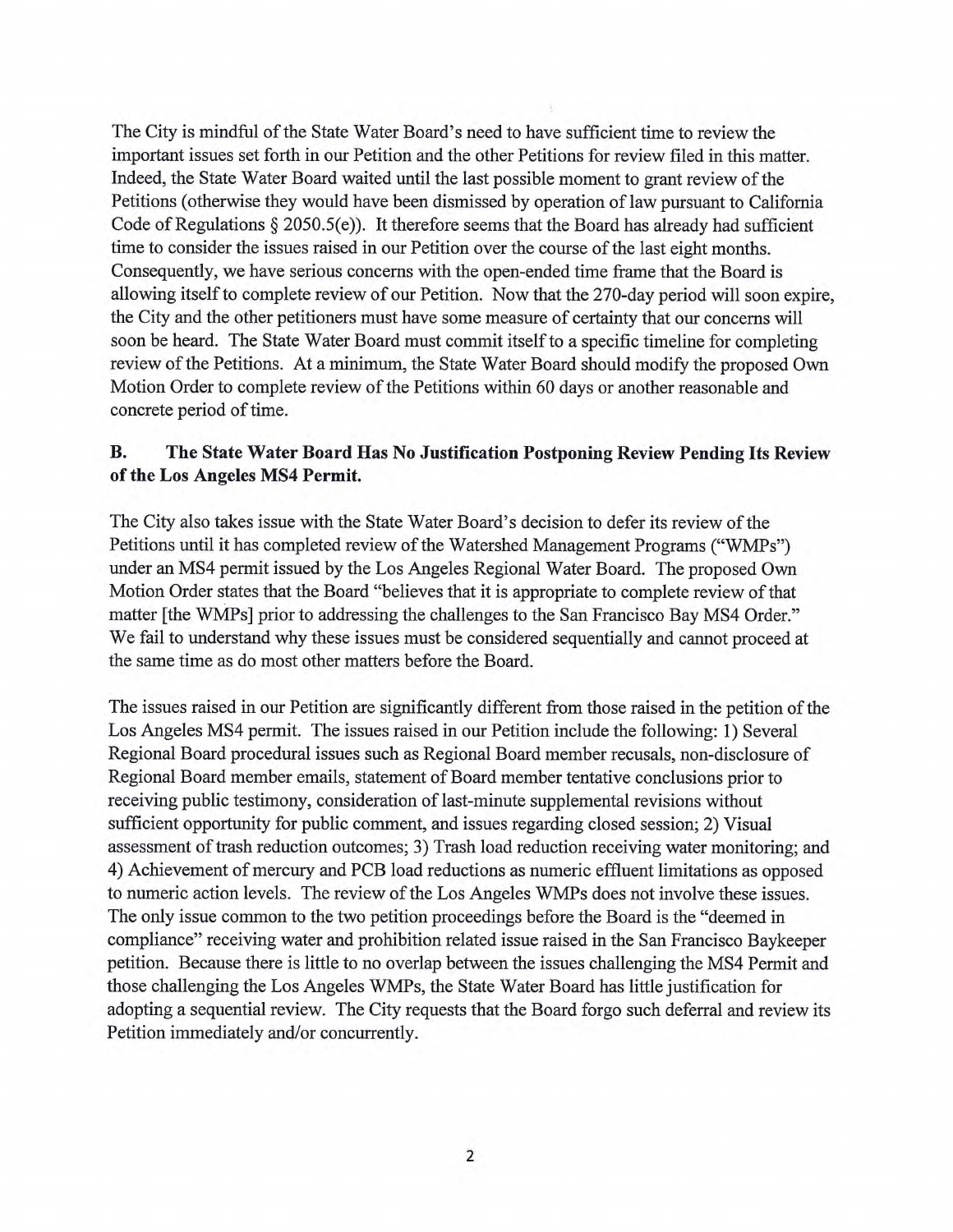The City is mindful of the State Water Board's need to have sufficient time to review the important issues set forth in our Petition and the other Petitions for review filed in this matter. Indeed, the State Water Board waited until the last possible moment to grant review of the Petitions (otherwise they would have been dismissed by operation of law pursuant to California Code of Regulations § 2050.5(e)). It therefore seems that the Board has already had sufficient time to consider the issues raised in our Petition over the course of the last eight months. Consequently, we have serious concerns with the open-ended time frame that the Board is allowing itself to complete review of our Petition. Now that the 270-day period will soon expire, the City and the other petitioners must have some measure of certainty that our concerns will soon be heard. The State Water Board must commit itself to a specific timeline for completing review of the Petitions. At a minimum, the State Water Board should modify the proposed Own Motion Order to complete review of the Petitions within 60 days or another reasonable and concrete period of time.

**B. The State Water Board Has No Justification Postponing Review Pending Its Review of the Los Angeles MS4 Permit.**

The City also takes issue with the State Water Board's decision to defer its review of the Petitions until it has completed review of the Watershed Management Programs ("WMPs") under an MS4 permit issued by the Los Angeles Regional Water Board. The proposed Own Motion Order states that the Board "believes that it is appropriate to complete review of that matter [the WMPs] prior to addressing the challenges to the San Francisco Bay MS4 Order." We fail to understand why these issues must be considered sequentially and cannot proceed at the same time as do most other matters before the Board.

The issues raised in our Petition are significantly different from those raised in the petition of the Los Angeles MS4 permit. The issues raised in our Petition include the following: 1) Several Regional Board procedural issues such as Regional Board member recusals, non-disclosure of Regional Board member emails, statement of Board member tentative conclusions prior to receiving public testimony, consideration of last-minute supplemental revisions without sufficient opportunity for public comment, and issues regarding closed session; 2) Visual assessment of trash reduction outcomes; 3) Trash load reduction receiving water monitoring; and 4) Achievement of mercury and PCB load reductions as numeric effluent limitations as opposed to numeric action levels. The review of the Los Angeles WMPs does not involve these issues. The only issue common to the two petition proceedings before the Board is the "deemed in compliance" receiving water and prohibition related issue raised in the San Francisco Baykeeper petition. Because there is little to no overlap between the issues challenging the MS4 Permit and those challenging the Los Angeles WMPs, the State Water Board has little justification for adopting a sequential review. The City requests that the Board forgo such deferral and review its Petition immediately and/or concurrently.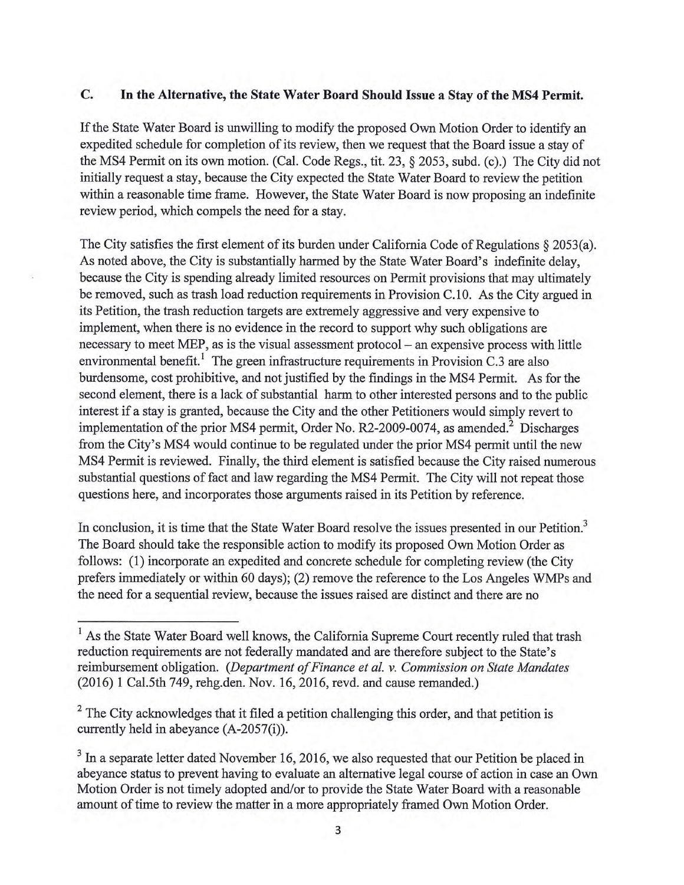### C. In the Alternative, the State Water Board Should Issue a Stay of the MS4 Permit.

If the State Water Board is unwilling to modify the proposed Own Motion Order to identify an expedited schedule for completion of its review, then we request that the Board issue a stay of the MS4 Permit on its own motion. (Cal. Code Regs., tit. 23, § 2053, subd. (c).) The City did not initially request a stay, because the City expected the State Water Board to review the petition within a reasonable time frame. However, the State Water Board is now proposing an indefinite review period, which compels the need for a stay.

The City satisfies the first element of its burden under California Code of Regulations § 2053(a). As noted above, the City is substantially harmed by the State Water Board's indefinite delay, because the City is spending already limited resources on Permit provisions that may ultimately be removed, such as trash load reduction requirements in Provision C.10. As the City argued in its Petition, the trash reduction targets are extremely aggressive and very expensive to implement, when there is no evidence in the record to support why such obligations are necessary to meet MEP, as is the visual assessment protocol – an expensive process with little environmental benefit.[1] The green infrastructure requirements in Provision C.3 are also burdensome, cost prohibitive, and not justified by the findings in the MS4 Permit. As for the second element, there is a lack of substantial harm to other interested persons and to the public interest if a stay is granted, because the City and the other Petitioners would simply revert to implementation of the prior MS4 permit, Order No. R2-2009-0074, as amended.[2] Discharges from the City's MS4 would continue to be regulated under the prior MS4 permit until the new MS4 Permit is reviewed. Finally, the third element is satisfied because the City raised numerous substantial questions of fact and law regarding the MS4 Permit. The City will not repeat those questions here, and incorporates those arguments raised in its Petition by reference.

In conclusion, it is time that the State Water Board resolve the issues presented in our Petition.[3] The Board should take the responsible action to modify its proposed Own Motion Order as follows: (1) incorporate an expedited and concrete schedule for completing review (the City prefers immediately or within 60 days); (2) remove the reference to the Los Angeles WMPs and the need for a sequential review, because the issues raised are distinct and there are no

---

[1] As the State Water Board well knows, the California Supreme Court recently ruled that trash reduction requirements are not federally mandated and are therefore subject to the State's reimbursement obligation. (*Department of Finance et al. v. Commission on State Mandates* (2016) 1 Cal.5th 749, rehg.den. Nov. 16, 2016, revd. and cause remanded.)

[2] The City acknowledges that it filed a petition challenging this order, and that petition is currently held in abeyance (A-2057(i)).

[3] In a separate letter dated November 16, 2016, we also requested that our Petition be placed in abeyance status to prevent having to evaluate an alternative legal course of action in case an Own Motion Order is not timely adopted and/or to provide the State Water Board with a reasonable amount of time to review the matter in a more appropriately framed Own Motion Order.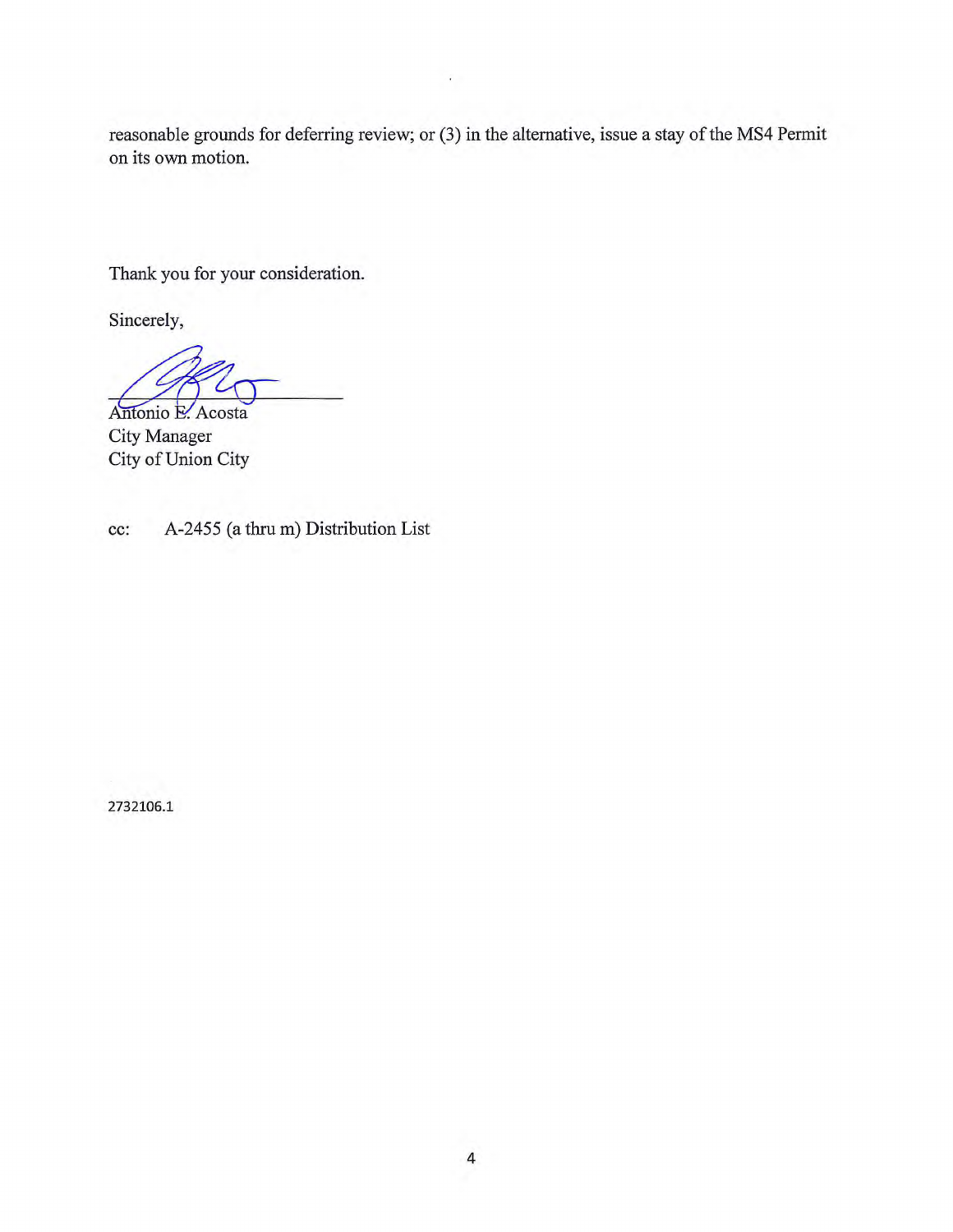reasonable grounds for deferring review; or (3) in the alternative, issue a stay of the MS4 Permit on its own motion.

Thank you for your consideration.

Sincerely,

Antonio E. Acosta
City Manager
City of Union City

cc: A-2455 (a thru m) Distribution List

2732106.1